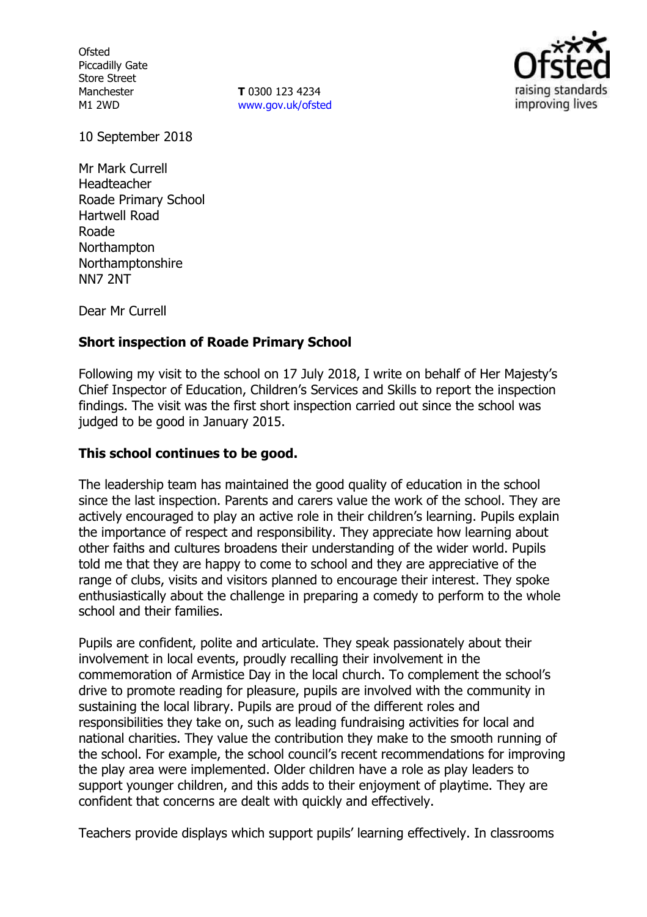Ofsted
Piccadilly Gate
Store Street
Manchester
M1 2WD

**T** 0300 123 4234
www.gov.uk/ofsted

10 September 2018

Mr Mark Currell
Headteacher
Roade Primary School
Hartwell Road
Roade
Northampton
Northamptonshire
NN7 2NT

Dear Mr Currell

**Short inspection of Roade Primary School**

Following my visit to the school on 17 July 2018, I write on behalf of Her Majesty's Chief Inspector of Education, Children's Services and Skills to report the inspection findings. The visit was the first short inspection carried out since the school was judged to be good in January 2015.

**This school continues to be good.**

The leadership team has maintained the good quality of education in the school since the last inspection. Parents and carers value the work of the school. They are actively encouraged to play an active role in their children's learning. Pupils explain the importance of respect and responsibility. They appreciate how learning about other faiths and cultures broadens their understanding of the wider world. Pupils told me that they are happy to come to school and they are appreciative of the range of clubs, visits and visitors planned to encourage their interest. They spoke enthusiastically about the challenge in preparing a comedy to perform to the whole school and their families.

Pupils are confident, polite and articulate. They speak passionately about their involvement in local events, proudly recalling their involvement in the commemoration of Armistice Day in the local church. To complement the school's drive to promote reading for pleasure, pupils are involved with the community in sustaining the local library. Pupils are proud of the different roles and responsibilities they take on, such as leading fundraising activities for local and national charities. They value the contribution they make to the smooth running of the school. For example, the school council's recent recommendations for improving the play area were implemented. Older children have a role as play leaders to support younger children, and this adds to their enjoyment of playtime. They are confident that concerns are dealt with quickly and effectively.

Teachers provide displays which support pupils' learning effectively. In classrooms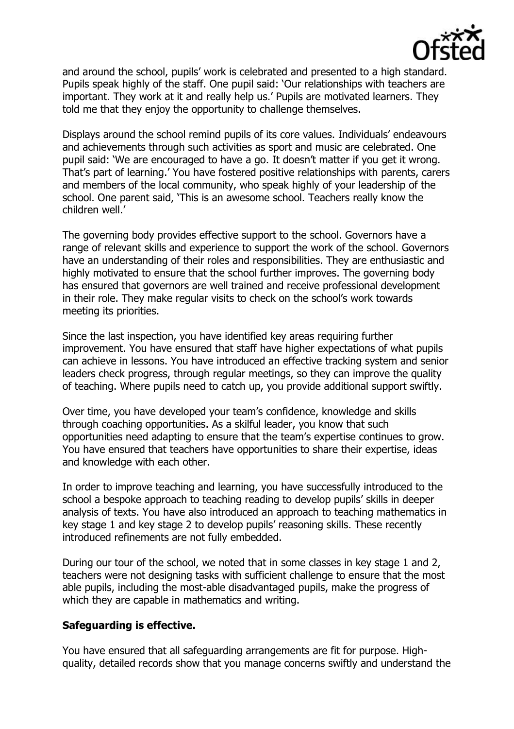and around the school, pupils' work is celebrated and presented to a high standard. Pupils speak highly of the staff. One pupil said: 'Our relationships with teachers are important. They work at it and really help us.' Pupils are motivated learners. They told me that they enjoy the opportunity to challenge themselves.

Displays around the school remind pupils of its core values. Individuals' endeavours and achievements through such activities as sport and music are celebrated. One pupil said: 'We are encouraged to have a go. It doesn't matter if you get it wrong. That's part of learning.' You have fostered positive relationships with parents, carers and members of the local community, who speak highly of your leadership of the school. One parent said, 'This is an awesome school. Teachers really know the children well.'

The governing body provides effective support to the school. Governors have a range of relevant skills and experience to support the work of the school. Governors have an understanding of their roles and responsibilities. They are enthusiastic and highly motivated to ensure that the school further improves. The governing body has ensured that governors are well trained and receive professional development in their role. They make regular visits to check on the school's work towards meeting its priorities.

Since the last inspection, you have identified key areas requiring further improvement. You have ensured that staff have higher expectations of what pupils can achieve in lessons. You have introduced an effective tracking system and senior leaders check progress, through regular meetings, so they can improve the quality of teaching. Where pupils need to catch up, you provide additional support swiftly.

Over time, you have developed your team's confidence, knowledge and skills through coaching opportunities. As a skilful leader, you know that such opportunities need adapting to ensure that the team's expertise continues to grow. You have ensured that teachers have opportunities to share their expertise, ideas and knowledge with each other.

In order to improve teaching and learning, you have successfully introduced to the school a bespoke approach to teaching reading to develop pupils' skills in deeper analysis of texts. You have also introduced an approach to teaching mathematics in key stage 1 and key stage 2 to develop pupils' reasoning skills. These recently introduced refinements are not fully embedded.

During our tour of the school, we noted that in some classes in key stage 1 and 2, teachers were not designing tasks with sufficient challenge to ensure that the most able pupils, including the most-able disadvantaged pupils, make the progress of which they are capable in mathematics and writing.

**Safeguarding is effective.**

You have ensured that all safeguarding arrangements are fit for purpose. High-quality, detailed records show that you manage concerns swiftly and understand the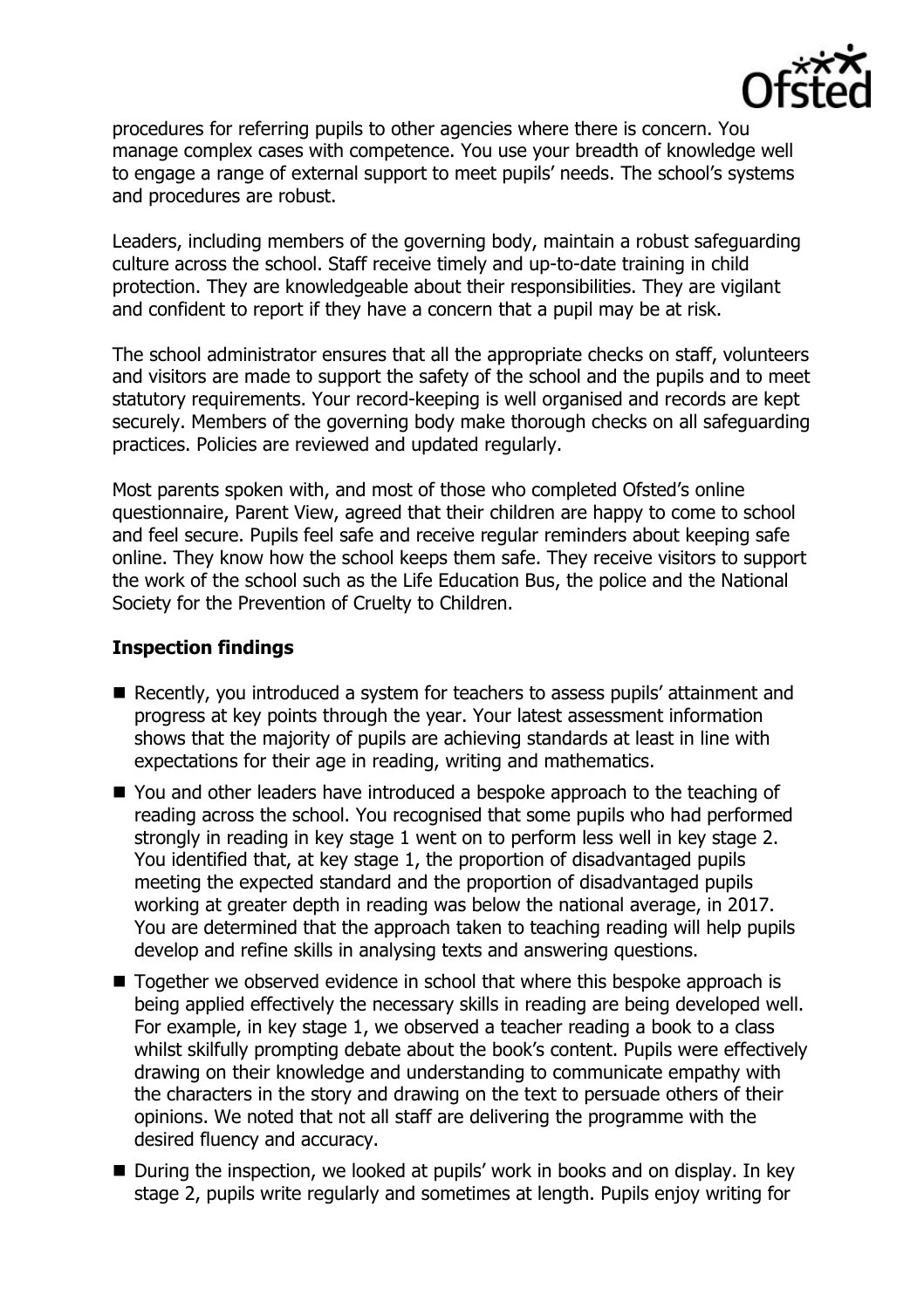procedures for referring pupils to other agencies where there is concern. You manage complex cases with competence. You use your breadth of knowledge well to engage a range of external support to meet pupils' needs. The school's systems and procedures are robust.

Leaders, including members of the governing body, maintain a robust safeguarding culture across the school. Staff receive timely and up-to-date training in child protection. They are knowledgeable about their responsibilities. They are vigilant and confident to report if they have a concern that a pupil may be at risk.

The school administrator ensures that all the appropriate checks on staff, volunteers and visitors are made to support the safety of the school and the pupils and to meet statutory requirements. Your record-keeping is well organised and records are kept securely. Members of the governing body make thorough checks on all safeguarding practices. Policies are reviewed and updated regularly.

Most parents spoken with, and most of those who completed Ofsted's online questionnaire, Parent View, agreed that their children are happy to come to school and feel secure. Pupils feel safe and receive regular reminders about keeping safe online. They know how the school keeps them safe. They receive visitors to support the work of the school such as the Life Education Bus, the police and the National Society for the Prevention of Cruelty to Children.

## Inspection findings

- Recently, you introduced a system for teachers to assess pupils' attainment and progress at key points through the year. Your latest assessment information shows that the majority of pupils are achieving standards at least in line with expectations for their age in reading, writing and mathematics.
- You and other leaders have introduced a bespoke approach to the teaching of reading across the school. You recognised that some pupils who had performed strongly in reading in key stage 1 went on to perform less well in key stage 2. You identified that, at key stage 1, the proportion of disadvantaged pupils meeting the expected standard and the proportion of disadvantaged pupils working at greater depth in reading was below the national average, in 2017. You are determined that the approach taken to teaching reading will help pupils develop and refine skills in analysing texts and answering questions.
- Together we observed evidence in school that where this bespoke approach is being applied effectively the necessary skills in reading are being developed well. For example, in key stage 1, we observed a teacher reading a book to a class whilst skilfully prompting debate about the book's content. Pupils were effectively drawing on their knowledge and understanding to communicate empathy with the characters in the story and drawing on the text to persuade others of their opinions. We noted that not all staff are delivering the programme with the desired fluency and accuracy.
- During the inspection, we looked at pupils' work in books and on display. In key stage 2, pupils write regularly and sometimes at length. Pupils enjoy writing for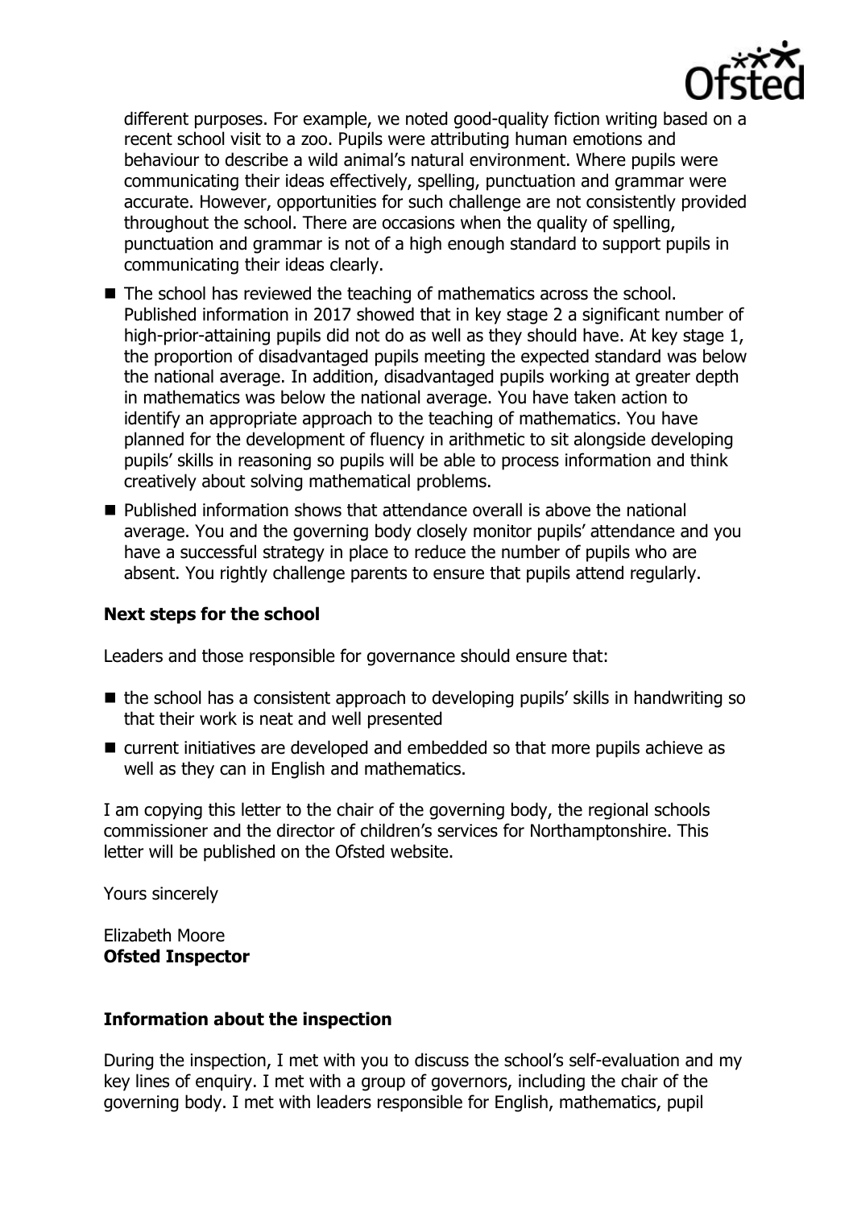different purposes. For example, we noted good-quality fiction writing based on a recent school visit to a zoo. Pupils were attributing human emotions and behaviour to describe a wild animal's natural environment. Where pupils were communicating their ideas effectively, spelling, punctuation and grammar were accurate. However, opportunities for such challenge are not consistently provided throughout the school. There are occasions when the quality of spelling, punctuation and grammar is not of a high enough standard to support pupils in communicating their ideas clearly.

- The school has reviewed the teaching of mathematics across the school. Published information in 2017 showed that in key stage 2 a significant number of high-prior-attaining pupils did not do as well as they should have. At key stage 1, the proportion of disadvantaged pupils meeting the expected standard was below the national average. In addition, disadvantaged pupils working at greater depth in mathematics was below the national average. You have taken action to identify an appropriate approach to the teaching of mathematics. You have planned for the development of fluency in arithmetic to sit alongside developing pupils' skills in reasoning so pupils will be able to process information and think creatively about solving mathematical problems.
- Published information shows that attendance overall is above the national average. You and the governing body closely monitor pupils' attendance and you have a successful strategy in place to reduce the number of pupils who are absent. You rightly challenge parents to ensure that pupils attend regularly.

### Next steps for the school

Leaders and those responsible for governance should ensure that:

- the school has a consistent approach to developing pupils' skills in handwriting so that their work is neat and well presented
- current initiatives are developed and embedded so that more pupils achieve as well as they can in English and mathematics.

I am copying this letter to the chair of the governing body, the regional schools commissioner and the director of children's services for Northamptonshire. This letter will be published on the Ofsted website.

Yours sincerely

Elizabeth Moore
**Ofsted Inspector**

### Information about the inspection

During the inspection, I met with you to discuss the school's self-evaluation and my key lines of enquiry. I met with a group of governors, including the chair of the governing body. I met with leaders responsible for English, mathematics, pupil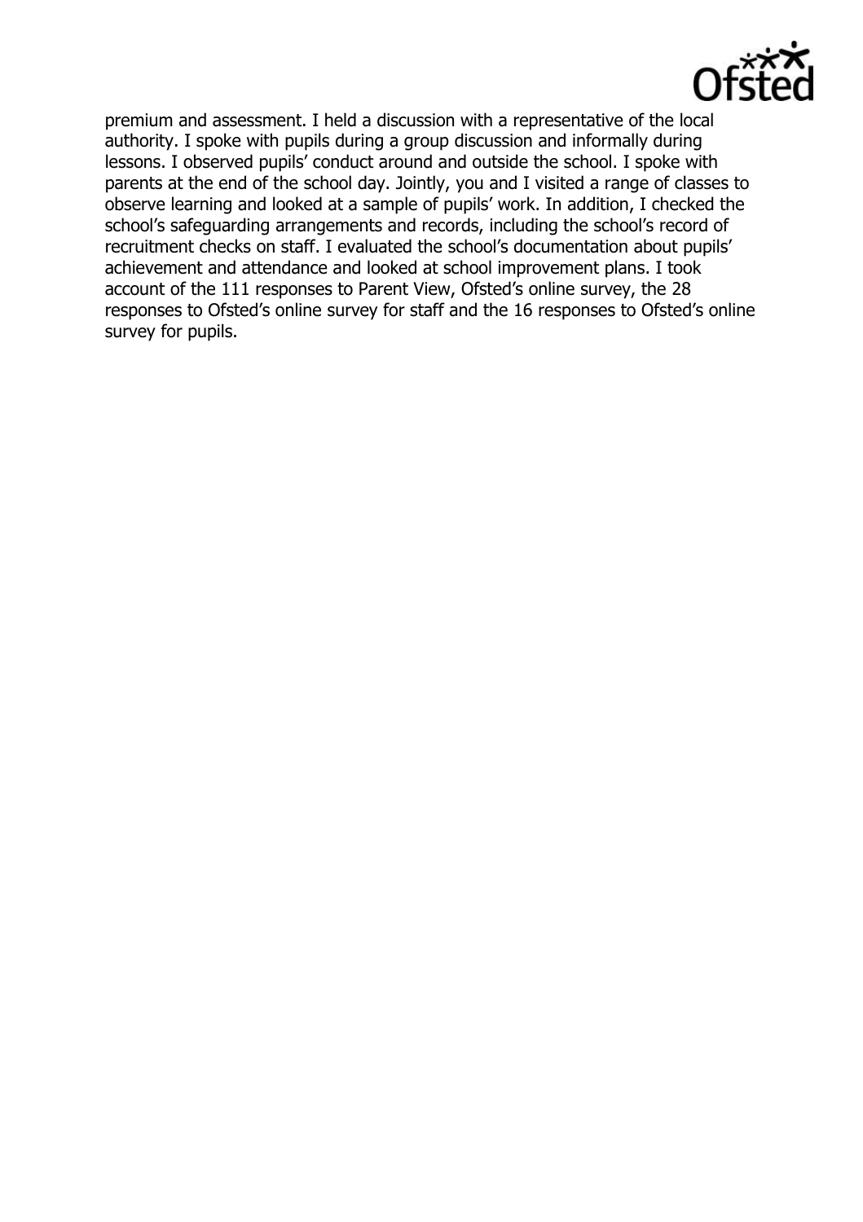premium and assessment. I held a discussion with a representative of the local authority. I spoke with pupils during a group discussion and informally during lessons. I observed pupils' conduct around and outside the school. I spoke with parents at the end of the school day. Jointly, you and I visited a range of classes to observe learning and looked at a sample of pupils' work. In addition, I checked the school's safeguarding arrangements and records, including the school's record of recruitment checks on staff. I evaluated the school's documentation about pupils' achievement and attendance and looked at school improvement plans. I took account of the 111 responses to Parent View, Ofsted's online survey, the 28 responses to Ofsted's online survey for staff and the 16 responses to Ofsted's online survey for pupils.